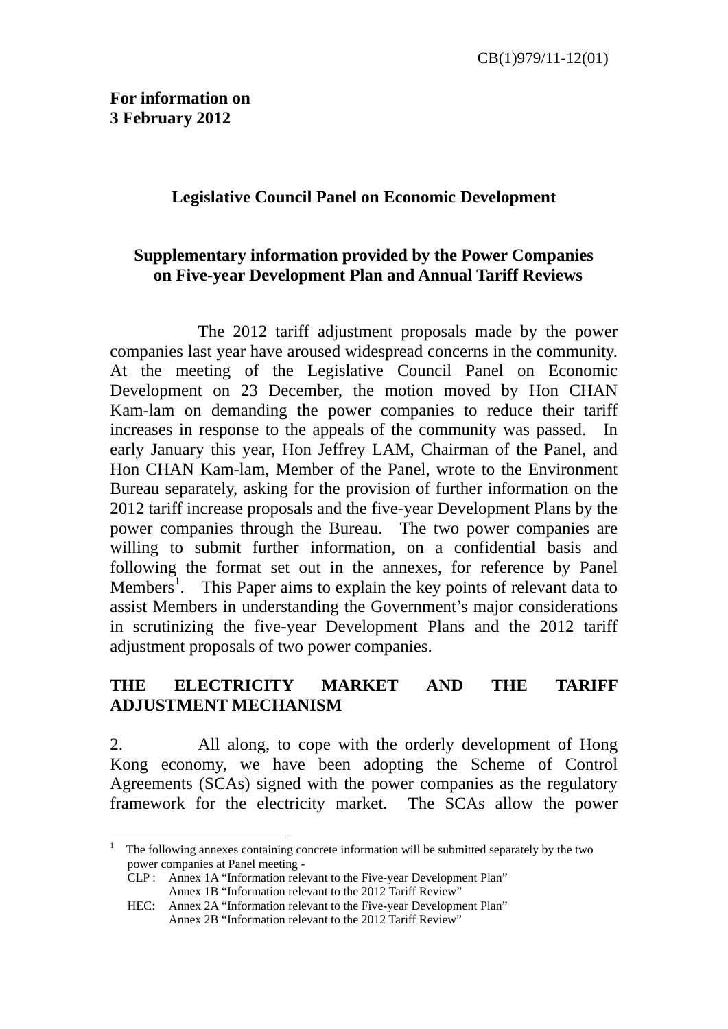CB(1)979/11-12(01)

**For information on**
**3 February 2012**

## Legislative Council Panel on Economic Development

## Supplementary information provided by the Power Companies on Five-year Development Plan and Annual Tariff Reviews

The 2012 tariff adjustment proposals made by the power companies last year have aroused widespread concerns in the community. At the meeting of the Legislative Council Panel on Economic Development on 23 December, the motion moved by Hon CHAN Kam-lam on demanding the power companies to reduce their tariff increases in response to the appeals of the community was passed. In early January this year, Hon Jeffrey LAM, Chairman of the Panel, and Hon CHAN Kam-lam, Member of the Panel, wrote to the Environment Bureau separately, asking for the provision of further information on the 2012 tariff increase proposals and the five-year Development Plans by the power companies through the Bureau. The two power companies are willing to submit further information, on a confidential basis and following the format set out in the annexes, for reference by Panel Members[1]. This Paper aims to explain the key points of relevant data to assist Members in understanding the Government's major considerations in scrutinizing the five-year Development Plans and the 2012 tariff adjustment proposals of two power companies.

### THE ELECTRICITY MARKET AND THE TARIFF ADJUSTMENT MECHANISM

2. All along, to cope with the orderly development of Hong Kong economy, we have been adopting the Scheme of Control Agreements (SCAs) signed with the power companies as the regulatory framework for the electricity market. The SCAs allow the power

---

[1] The following annexes containing concrete information will be submitted separately by the two power companies at Panel meeting -

CLP : Annex 1A "Information relevant to the Five-year Development Plan"
Annex 1B "Information relevant to the 2012 Tariff Review"

HEC: Annex 2A "Information relevant to the Five-year Development Plan"
Annex 2B "Information relevant to the 2012 Tariff Review"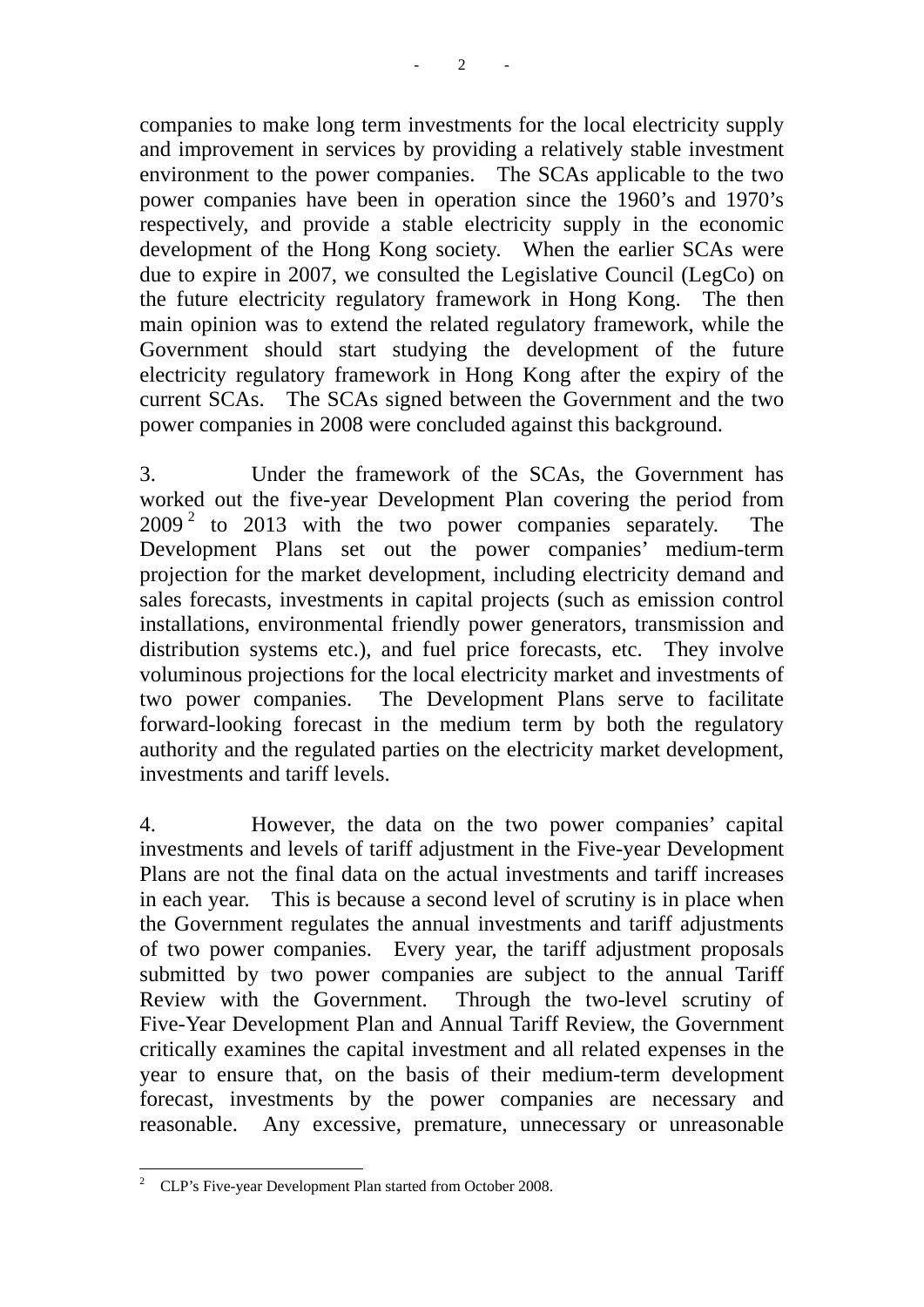companies to make long term investments for the local electricity supply and improvement in services by providing a relatively stable investment environment to the power companies. The SCAs applicable to the two power companies have been in operation since the 1960's and 1970's respectively, and provide a stable electricity supply in the economic development of the Hong Kong society. When the earlier SCAs were due to expire in 2007, we consulted the Legislative Council (LegCo) on the future electricity regulatory framework in Hong Kong. The then main opinion was to extend the related regulatory framework, while the Government should start studying the development of the future electricity regulatory framework in Hong Kong after the expiry of the current SCAs. The SCAs signed between the Government and the two power companies in 2008 were concluded against this background.

3. Under the framework of the SCAs, the Government has worked out the five-year Development Plan covering the period from 2009 [2] to 2013 with the two power companies separately. The Development Plans set out the power companies' medium-term projection for the market development, including electricity demand and sales forecasts, investments in capital projects (such as emission control installations, environmental friendly power generators, transmission and distribution systems etc.), and fuel price forecasts, etc. They involve voluminous projections for the local electricity market and investments of two power companies. The Development Plans serve to facilitate forward-looking forecast in the medium term by both the regulatory authority and the regulated parties on the electricity market development, investments and tariff levels.

4. However, the data on the two power companies' capital investments and levels of tariff adjustment in the Five-year Development Plans are not the final data on the actual investments and tariff increases in each year. This is because a second level of scrutiny is in place when the Government regulates the annual investments and tariff adjustments of two power companies. Every year, the tariff adjustment proposals submitted by two power companies are subject to the annual Tariff Review with the Government. Through the two-level scrutiny of Five-Year Development Plan and Annual Tariff Review, the Government critically examines the capital investment and all related expenses in the year to ensure that, on the basis of their medium-term development forecast, investments by the power companies are necessary and reasonable. Any excessive, premature, unnecessary or unreasonable

---

[2] CLP's Five-year Development Plan started from October 2008.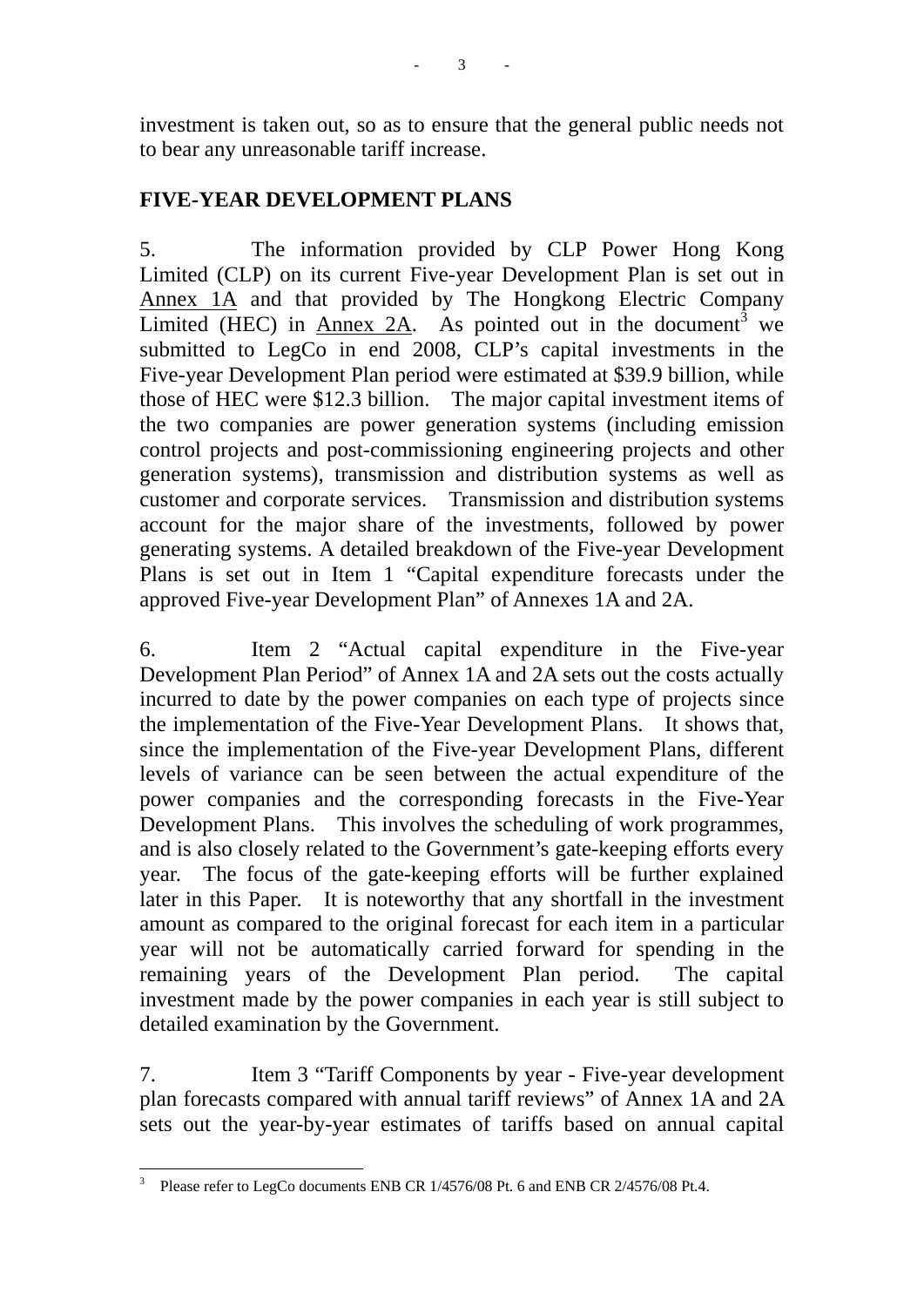investment is taken out, so as to ensure that the general public needs not to bear any unreasonable tariff increase.

## FIVE-YEAR DEVELOPMENT PLANS

5. The information provided by CLP Power Hong Kong Limited (CLP) on its current Five-year Development Plan is set out in Annex 1A and that provided by The Hongkong Electric Company Limited (HEC) in Annex 2A. As pointed out in the document[3] we submitted to LegCo in end 2008, CLP's capital investments in the Five-year Development Plan period were estimated at $39.9 billion, while those of HEC were $12.3 billion. The major capital investment items of the two companies are power generation systems (including emission control projects and post-commissioning engineering projects and other generation systems), transmission and distribution systems as well as customer and corporate services. Transmission and distribution systems account for the major share of the investments, followed by power generating systems. A detailed breakdown of the Five-year Development Plans is set out in Item 1 "Capital expenditure forecasts under the approved Five-year Development Plan" of Annexes 1A and 2A.

6. Item 2 "Actual capital expenditure in the Five-year Development Plan Period" of Annex 1A and 2A sets out the costs actually incurred to date by the power companies on each type of projects since the implementation of the Five-Year Development Plans. It shows that, since the implementation of the Five-year Development Plans, different levels of variance can be seen between the actual expenditure of the power companies and the corresponding forecasts in the Five-Year Development Plans. This involves the scheduling of work programmes, and is also closely related to the Government's gate-keeping efforts every year. The focus of the gate-keeping efforts will be further explained later in this Paper. It is noteworthy that any shortfall in the investment amount as compared to the original forecast for each item in a particular year will not be automatically carried forward for spending in the remaining years of the Development Plan period. The capital investment made by the power companies in each year is still subject to detailed examination by the Government.

7. Item 3 "Tariff Components by year - Five-year development plan forecasts compared with annual tariff reviews" of Annex 1A and 2A sets out the year-by-year estimates of tariffs based on annual capital

---

[3] Please refer to LegCo documents ENB CR 1/4576/08 Pt. 6 and ENB CR 2/4576/08 Pt.4.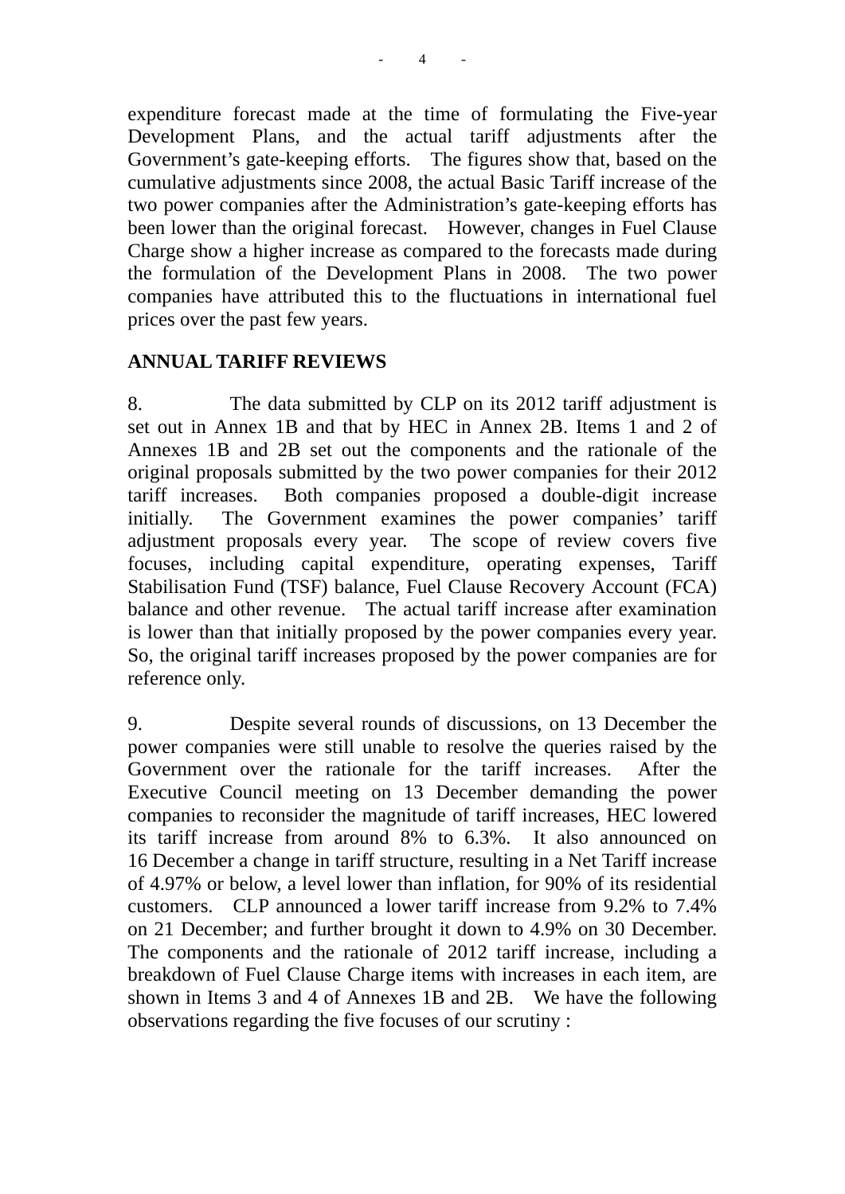expenditure forecast made at the time of formulating the Five-year Development Plans, and the actual tariff adjustments after the Government's gate-keeping efforts. The figures show that, based on the cumulative adjustments since 2008, the actual Basic Tariff increase of the two power companies after the Administration's gate-keeping efforts has been lower than the original forecast. However, changes in Fuel Clause Charge show a higher increase as compared to the forecasts made during the formulation of the Development Plans in 2008. The two power companies have attributed this to the fluctuations in international fuel prices over the past few years.

**ANNUAL TARIFF REVIEWS**

8. The data submitted by CLP on its 2012 tariff adjustment is set out in Annex 1B and that by HEC in Annex 2B. Items 1 and 2 of Annexes 1B and 2B set out the components and the rationale of the original proposals submitted by the two power companies for their 2012 tariff increases. Both companies proposed a double-digit increase initially. The Government examines the power companies' tariff adjustment proposals every year. The scope of review covers five focuses, including capital expenditure, operating expenses, Tariff Stabilisation Fund (TSF) balance, Fuel Clause Recovery Account (FCA) balance and other revenue. The actual tariff increase after examination is lower than that initially proposed by the power companies every year. So, the original tariff increases proposed by the power companies are for reference only.

9. Despite several rounds of discussions, on 13 December the power companies were still unable to resolve the queries raised by the Government over the rationale for the tariff increases. After the Executive Council meeting on 13 December demanding the power companies to reconsider the magnitude of tariff increases, HEC lowered its tariff increase from around 8% to 6.3%. It also announced on 16 December a change in tariff structure, resulting in a Net Tariff increase of 4.97% or below, a level lower than inflation, for 90% of its residential customers. CLP announced a lower tariff increase from 9.2% to 7.4% on 21 December; and further brought it down to 4.9% on 30 December. The components and the rationale of 2012 tariff increase, including a breakdown of Fuel Clause Charge items with increases in each item, are shown in Items 3 and 4 of Annexes 1B and 2B. We have the following observations regarding the five focuses of our scrutiny :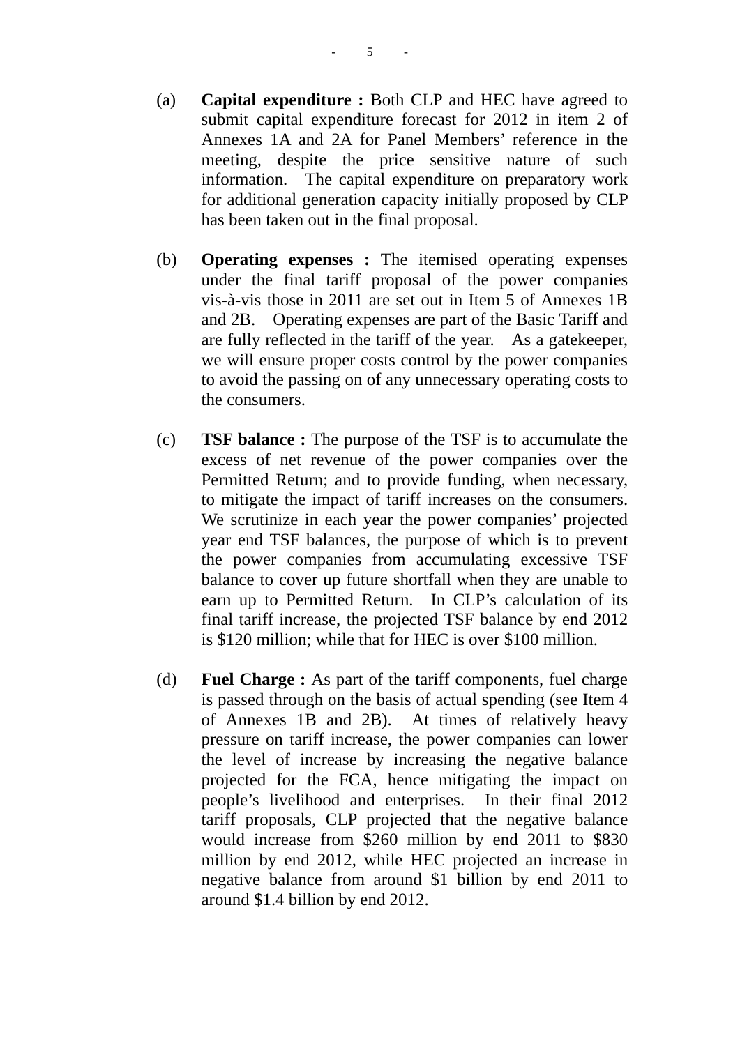(a) **Capital expenditure :** Both CLP and HEC have agreed to submit capital expenditure forecast for 2012 in item 2 of Annexes 1A and 2A for Panel Members' reference in the meeting, despite the price sensitive nature of such information. The capital expenditure on preparatory work for additional generation capacity initially proposed by CLP has been taken out in the final proposal.

(b) **Operating expenses :** The itemised operating expenses under the final tariff proposal of the power companies vis-à-vis those in 2011 are set out in Item 5 of Annexes 1B and 2B. Operating expenses are part of the Basic Tariff and are fully reflected in the tariff of the year. As a gatekeeper, we will ensure proper costs control by the power companies to avoid the passing on of any unnecessary operating costs to the consumers.

(c) **TSF balance :** The purpose of the TSF is to accumulate the excess of net revenue of the power companies over the Permitted Return; and to provide funding, when necessary, to mitigate the impact of tariff increases on the consumers. We scrutinize in each year the power companies' projected year end TSF balances, the purpose of which is to prevent the power companies from accumulating excessive TSF balance to cover up future shortfall when they are unable to earn up to Permitted Return. In CLP's calculation of its final tariff increase, the projected TSF balance by end 2012 is $120 million; while that for HEC is over $100 million.

(d) **Fuel Charge :** As part of the tariff components, fuel charge is passed through on the basis of actual spending (see Item 4 of Annexes 1B and 2B). At times of relatively heavy pressure on tariff increase, the power companies can lower the level of increase by increasing the negative balance projected for the FCA, hence mitigating the impact on people's livelihood and enterprises. In their final 2012 tariff proposals, CLP projected that the negative balance would increase from $260 million by end 2011 to $830 million by end 2012, while HEC projected an increase in negative balance from around $1 billion by end 2011 to around $1.4 billion by end 2012.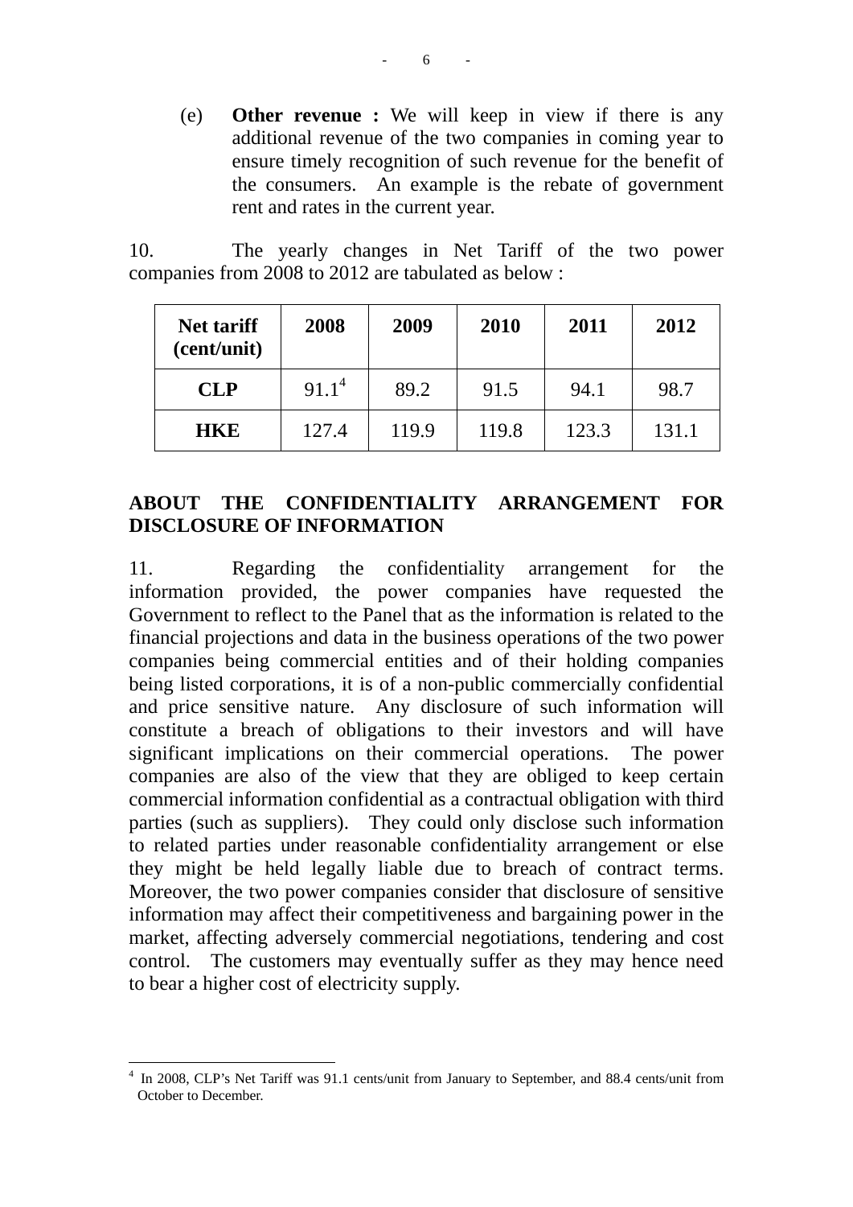(e) **Other revenue :** We will keep in view if there is any additional revenue of the two companies in coming year to ensure timely recognition of such revenue for the benefit of the consumers. An example is the rebate of government rent and rates in the current year.

10. The yearly changes in Net Tariff of the two power companies from 2008 to 2012 are tabulated as below :

| **Net tariff (cent/unit)** | **2008** | **2009** | **2010** | **2011** | **2012** |
|---|---|---|---|---|---|
| **CLP** | 91.1[4] | 89.2 | 91.5 | 94.1 | 98.7 |
| **HKE** | 127.4 | 119.9 | 119.8 | 123.3 | 131.1 |

## ABOUT THE CONFIDENTIALITY ARRANGEMENT FOR DISCLOSURE OF INFORMATION

11. Regarding the confidentiality arrangement for the information provided, the power companies have requested the Government to reflect to the Panel that as the information is related to the financial projections and data in the business operations of the two power companies being commercial entities and of their holding companies being listed corporations, it is of a non-public commercially confidential and price sensitive nature. Any disclosure of such information will constitute a breach of obligations to their investors and will have significant implications on their commercial operations. The power companies are also of the view that they are obliged to keep certain commercial information confidential as a contractual obligation with third parties (such as suppliers). They could only disclose such information to related parties under reasonable confidentiality arrangement or else they might be held legally liable due to breach of contract terms. Moreover, the two power companies consider that disclosure of sensitive information may affect their competitiveness and bargaining power in the market, affecting adversely commercial negotiations, tendering and cost control. The customers may eventually suffer as they may hence need to bear a higher cost of electricity supply.

---

[4] In 2008, CLP's Net Tariff was 91.1 cents/unit from January to September, and 88.4 cents/unit from October to December.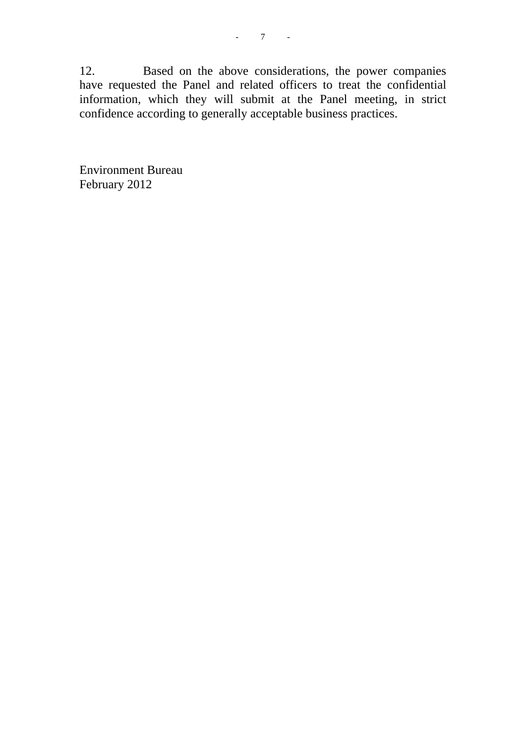12. Based on the above considerations, the power companies have requested the Panel and related officers to treat the confidential information, which they will submit at the Panel meeting, in strict confidence according to generally acceptable business practices.

Environment Bureau
February 2012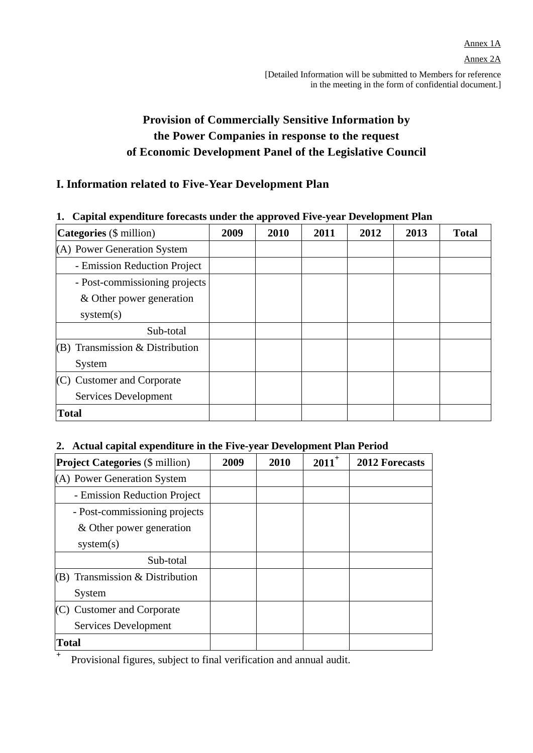Annex 1A

Annex 2A

[Detailed Information will be submitted to Members for reference in the meeting in the form of confidential document.]

# Provision of Commercially Sensitive Information by the Power Companies in response to the request of Economic Development Panel of the Legislative Council

## I. Information related to Five-Year Development Plan

**1. Capital expenditure forecasts under the approved Five-year Development Plan**

| **Categories** ($ million) | 2009 | 2010 | 2011 | 2012 | 2013 | Total |
|---|---|---|---|---|---|---|
| (A) Power Generation System | | | | | | |
| - Emission Reduction Project | | | | | | |
| - Post-commissioning projects & Other power generation system(s) | | | | | | |
| Sub-total | | | | | | |
| (B) Transmission & Distribution System | | | | | | |
| (C) Customer and Corporate Services Development | | | | | | |
| **Total** | | | | | | |

**2. Actual capital expenditure in the Five-year Development Plan Period**

| **Project Categories** ($ million) | 2009 | 2010 | 2011+ | 2012 Forecasts |
|---|---|---|---|---|
| (A) Power Generation System | | | | |
| - Emission Reduction Project | | | | |
| - Post-commissioning projects & Other power generation system(s) | | | | |
| Sub-total | | | | |
| (B) Transmission & Distribution System | | | | |
| (C) Customer and Corporate Services Development | | | | |
| **Total** | | | | |

+ Provisional figures, subject to final verification and annual audit.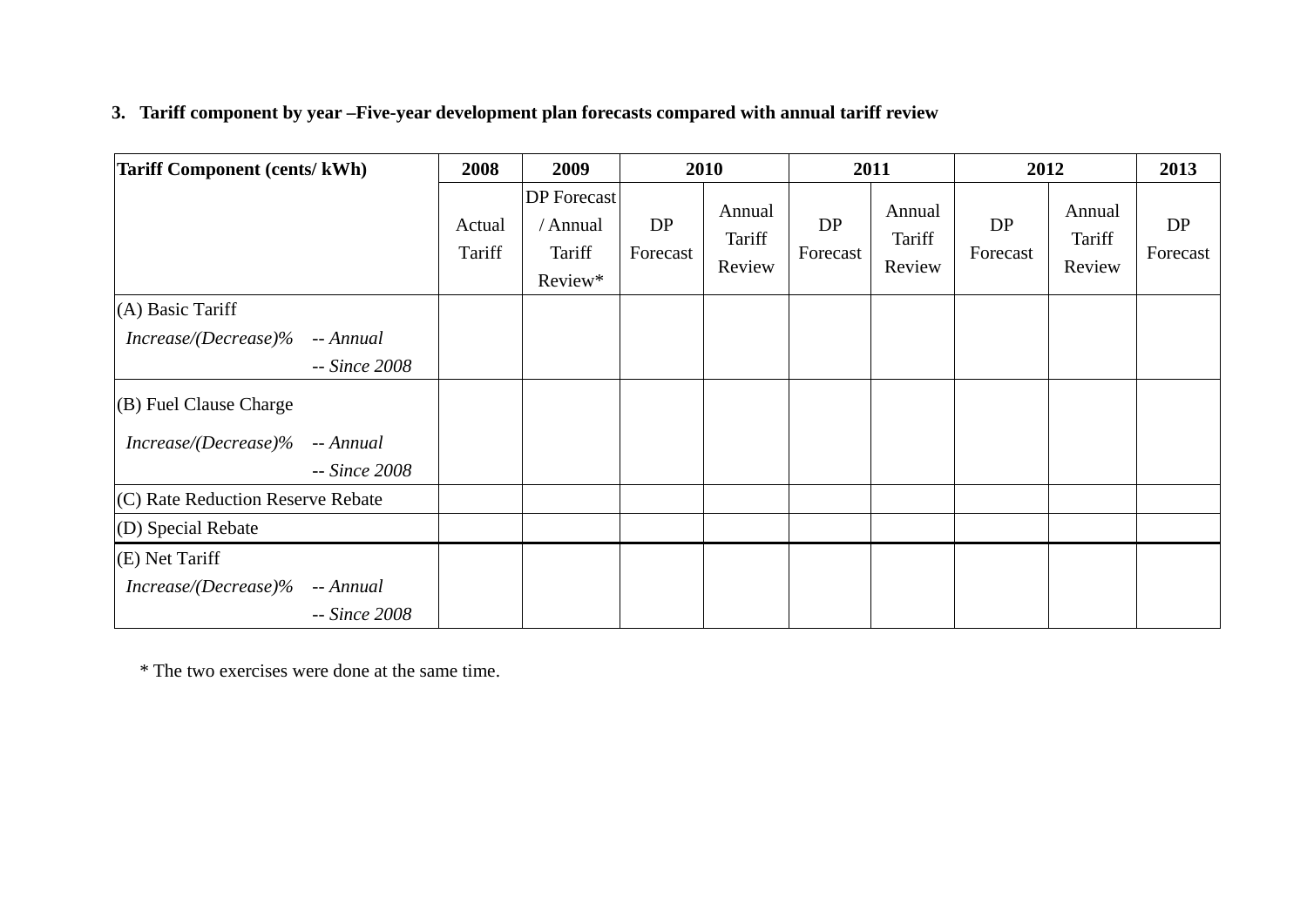### 3. Tariff component by year –Five-year development plan forecasts compared with annual tariff review

| Tariff Component (cents/ kWh) | | 2008 | 2009 | 2010 | | 2011 | | 2012 | | 2013 |
|---|---|---|---|---|---|---|---|---|---|---|
| | | Actual Tariff | DP Forecast / Annual Tariff Review* | DP Forecast | Annual Tariff Review | DP Forecast | Annual Tariff Review | DP Forecast | Annual Tariff Review | DP Forecast |
| (A) Basic Tariff | | | | | | | | | | |
| *Increase/(Decrease)%* | *-- Annual* | | | | | | | | | |
| | *-- Since 2008* | | | | | | | | | |
| (B) Fuel Clause Charge | | | | | | | | | | |
| *Increase/(Decrease)%* | *-- Annual* | | | | | | | | | |
| | *-- Since 2008* | | | | | | | | | |
| (C) Rate Reduction Reserve Rebate | | | | | | | | | | |
| (D) Special Rebate | | | | | | | | | | |
| (E) Net Tariff | | | | | | | | | | |
| *Increase/(Decrease)%* | *-- Annual* | | | | | | | | | |
| | *-- Since 2008* | | | | | | | | | |

* The two exercises were done at the same time.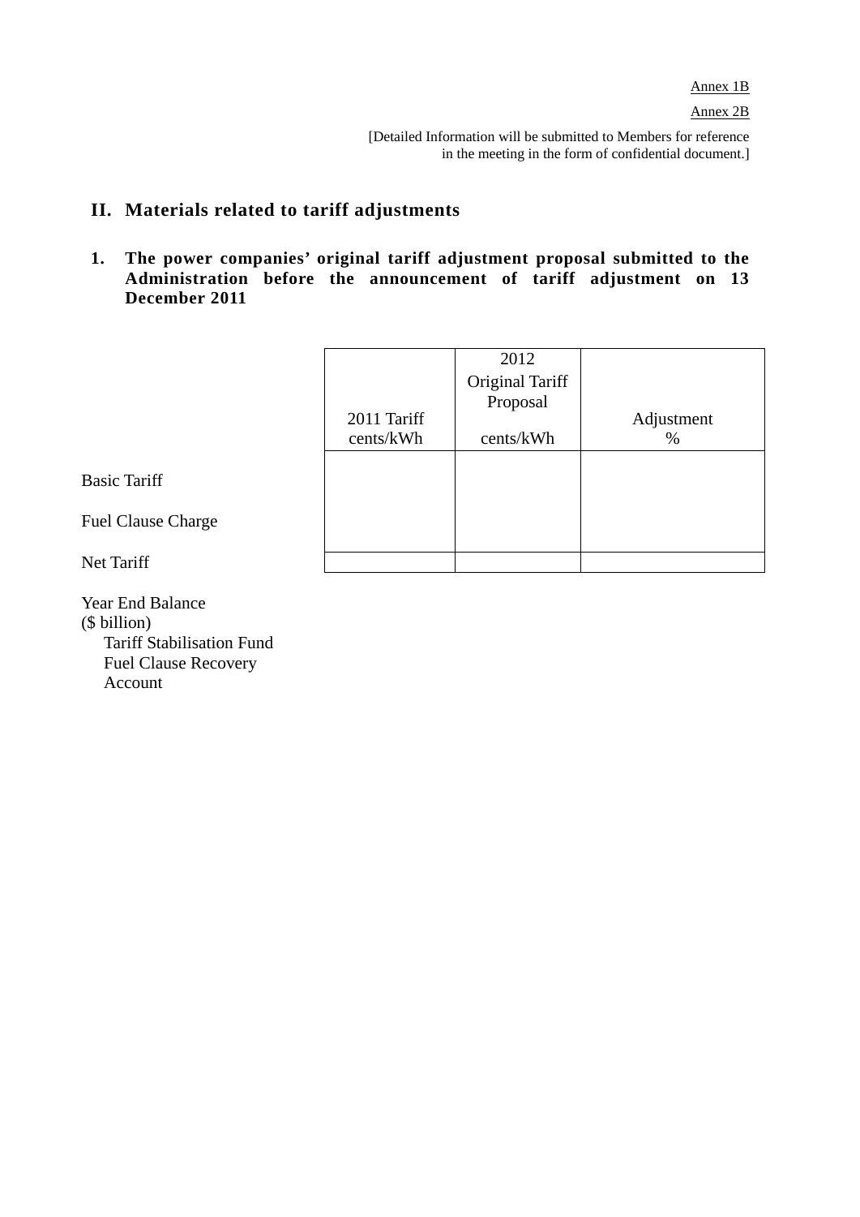Annex 1B

Annex 2B

[Detailed Information will be submitted to Members for reference in the meeting in the form of confidential document.]

## II. Materials related to tariff adjustments

### 1. The power companies' original tariff adjustment proposal submitted to the Administration before the announcement of tariff adjustment on 13 December 2011

| | 2011 Tariff cents/kWh | 2012 Original Tariff Proposal cents/kWh | Adjustment % |
|---|---|---|---|
| Basic Tariff | | | |
| Fuel Clause Charge | | | |
| Net Tariff | | | |

Year End Balance
($ billion)

Tariff Stabilisation Fund

Fuel Clause Recovery Account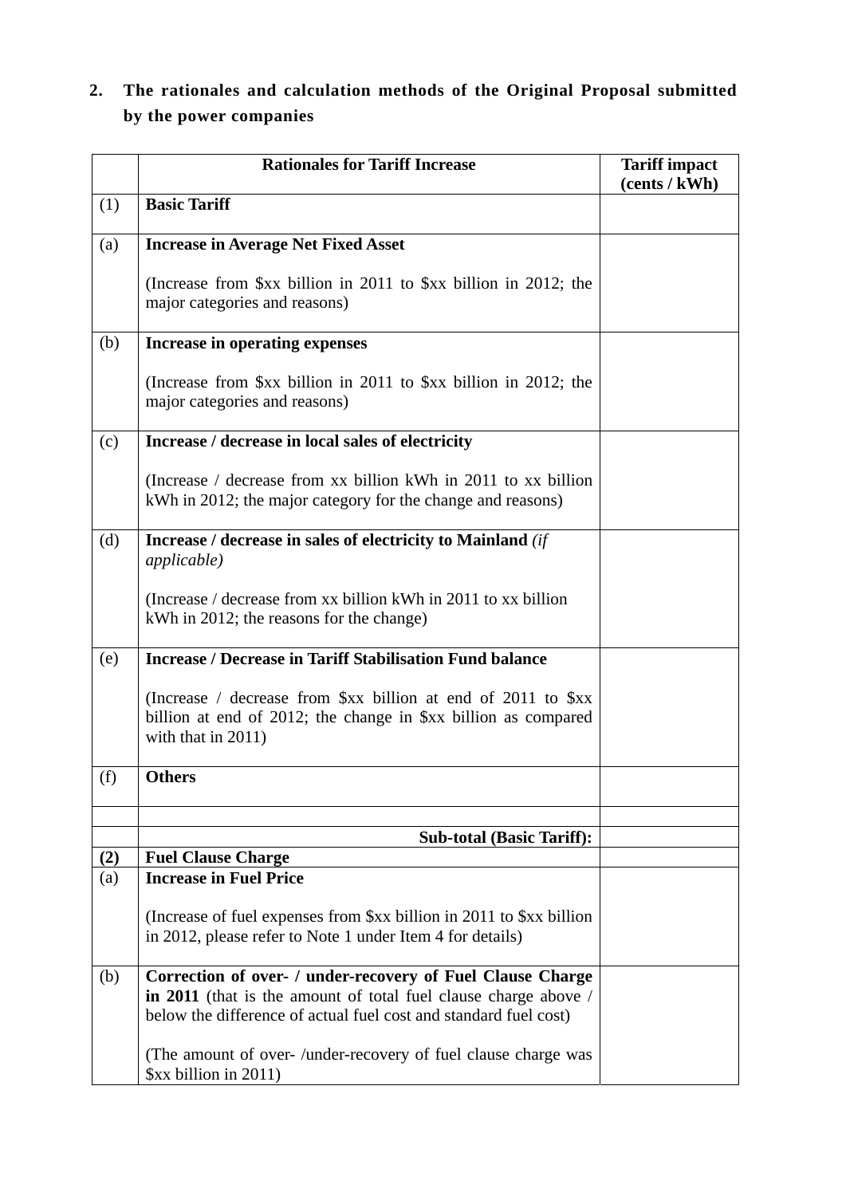## 2. The rationales and calculation methods of the Original Proposal submitted by the power companies

| | Rationales for Tariff Increase | Tariff impact (cents / kWh) |
|---|---|---|
| (1) | **Basic Tariff** | |
| (a) | **Increase in Average Net Fixed Asset**<br><br>(Increase from $xx billion in 2011 to $xx billion in 2012; the major categories and reasons) | |
| (b) | **Increase in operating expenses**<br><br>(Increase from $xx billion in 2011 to $xx billion in 2012; the major categories and reasons) | |
| (c) | **Increase / decrease in local sales of electricity**<br><br>(Increase / decrease from xx billion kWh in 2011 to xx billion kWh in 2012; the major category for the change and reasons) | |
| (d) | **Increase / decrease in sales of electricity to Mainland** *(if applicable)*<br><br>(Increase / decrease from xx billion kWh in 2011 to xx billion kWh in 2012; the reasons for the change) | |
| (e) | **Increase / Decrease in Tariff Stabilisation Fund balance**<br><br>(Increase / decrease from $xx billion at end of 2011 to $xx billion at end of 2012; the change in $xx billion as compared with that in 2011) | |
| (f) | **Others** | |
| | | |
| | **Sub-total (Basic Tariff):** | |
| **(2)** | **Fuel Clause Charge** | |
| (a) | **Increase in Fuel Price**<br><br>(Increase of fuel expenses from $xx billion in 2011 to $xx billion in 2012, please refer to Note 1 under Item 4 for details) | |
| (b) | **Correction of over- / under-recovery of Fuel Clause Charge in 2011** (that is the amount of total fuel clause charge above / below the difference of actual fuel cost and standard fuel cost)<br><br>(The amount of over- /under-recovery of fuel clause charge was $xx billion in 2011) | |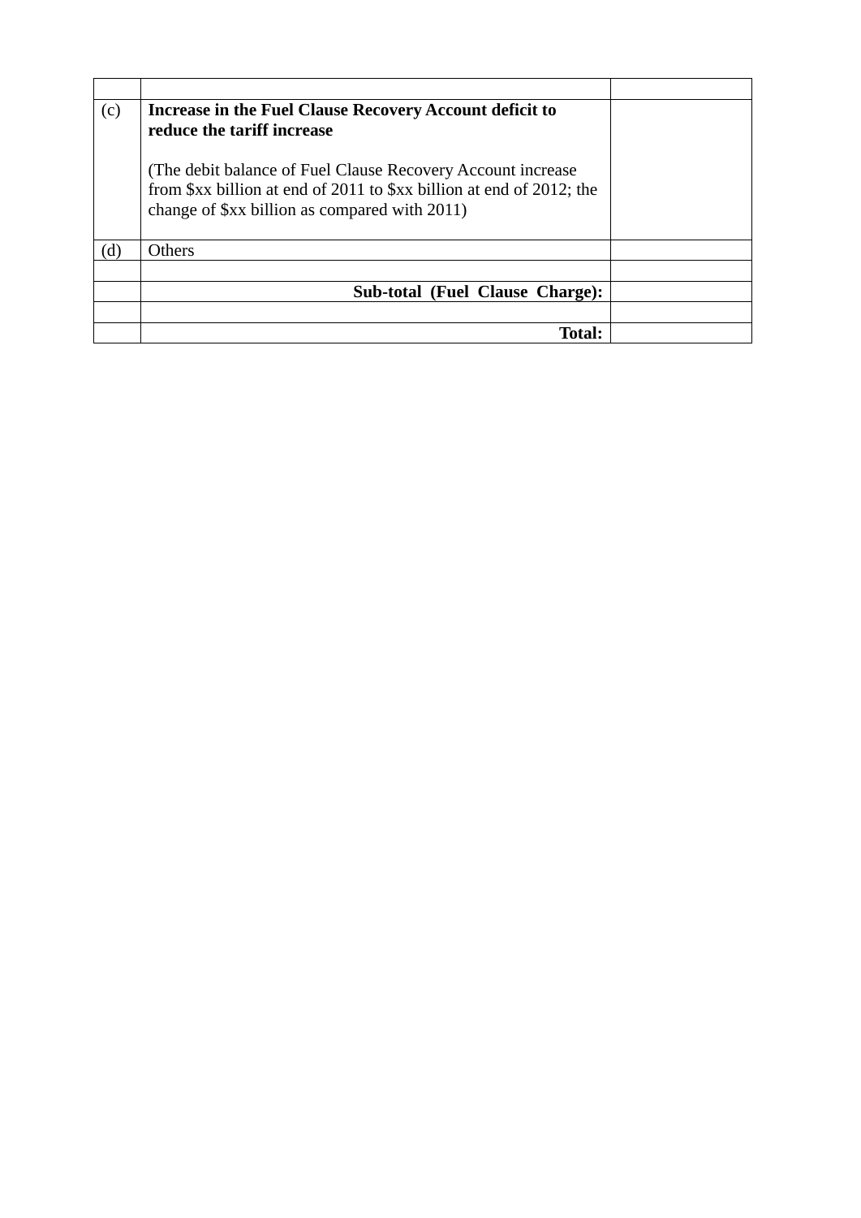| | | |
|---|---|---|
| | | |
| (c) | **Increase in the Fuel Clause Recovery Account deficit to reduce the tariff increase**<br><br>(The debit balance of Fuel Clause Recovery Account increase from $xx billion at end of 2011 to $xx billion at end of 2012; the change of $xx billion as compared with 2011) | |
| (d) | Others | |
| | | |
| | **Sub-total (Fuel Clause Charge):** | |
| | | |
| | **Total:** | |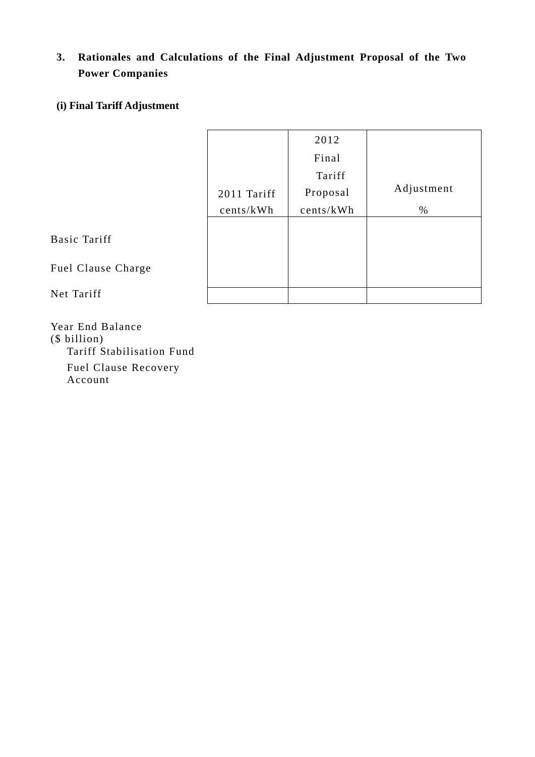### 3. Rationales and Calculations of the Final Adjustment Proposal of the Two Power Companies

#### (i) Final Tariff Adjustment

| | 2011 Tariff cents/kWh | 2012 Final Tariff Proposal cents/kWh | Adjustment % |
|---|---|---|---|
| Basic Tariff | | | |
| Fuel Clause Charge | | | |
| Net Tariff | | | |

Year End Balance
($ billion)

Tariff Stabilisation Fund

Fuel Clause Recovery Account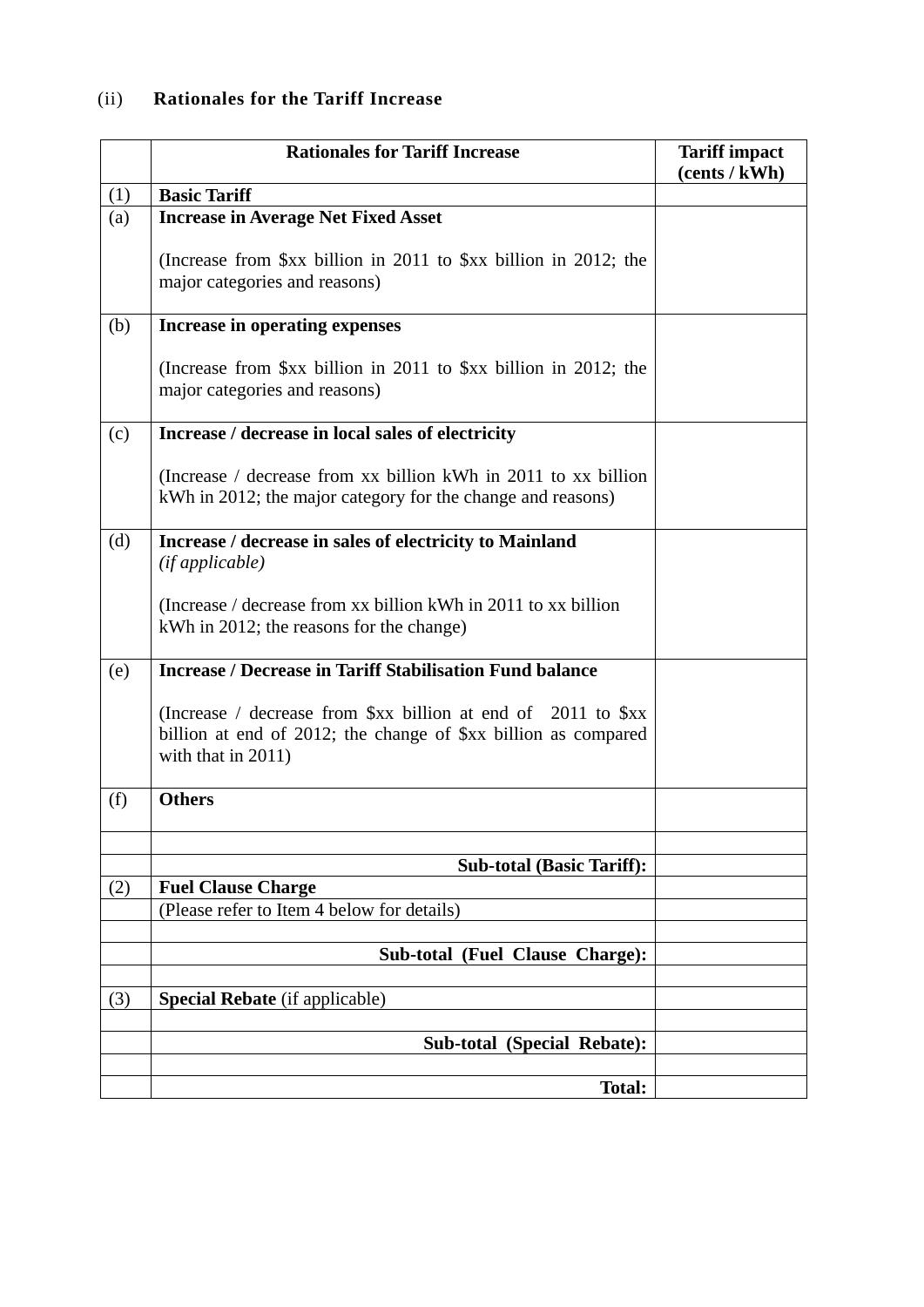### (ii) Rationales for the Tariff Increase

| | Rationales for Tariff Increase | Tariff impact (cents / kWh) |
|---|---|---|
| (1) | **Basic Tariff** | |
| (a) | **Increase in Average Net Fixed Asset**<br><br>(Increase from $xx billion in 2011 to $xx billion in 2012; the major categories and reasons) | |
| (b) | **Increase in operating expenses**<br><br>(Increase from $xx billion in 2011 to $xx billion in 2012; the major categories and reasons) | |
| (c) | **Increase / decrease in local sales of electricity**<br><br>(Increase / decrease from xx billion kWh in 2011 to xx billion kWh in 2012; the major category for the change and reasons) | |
| (d) | **Increase / decrease in sales of electricity to Mainland** *(if applicable)*<br><br>(Increase / decrease from xx billion kWh in 2011 to xx billion kWh in 2012; the reasons for the change) | |
| (e) | **Increase / Decrease in Tariff Stabilisation Fund balance**<br><br>(Increase / decrease from $xx billion at end of 2011 to $xx billion at end of 2012; the change of $xx billion as compared with that in 2011) | |
| (f) | **Others** | |
| | | |
| | **Sub-total (Basic Tariff):** | |
| (2) | **Fuel Clause Charge** | |
| | (Please refer to Item 4 below for details) | |
| | | |
| | **Sub-total (Fuel Clause Charge):** | |
| | | |
| (3) | **Special Rebate** (if applicable) | |
| | | |
| | **Sub-total (Special Rebate):** | |
| | | |
| | **Total:** | |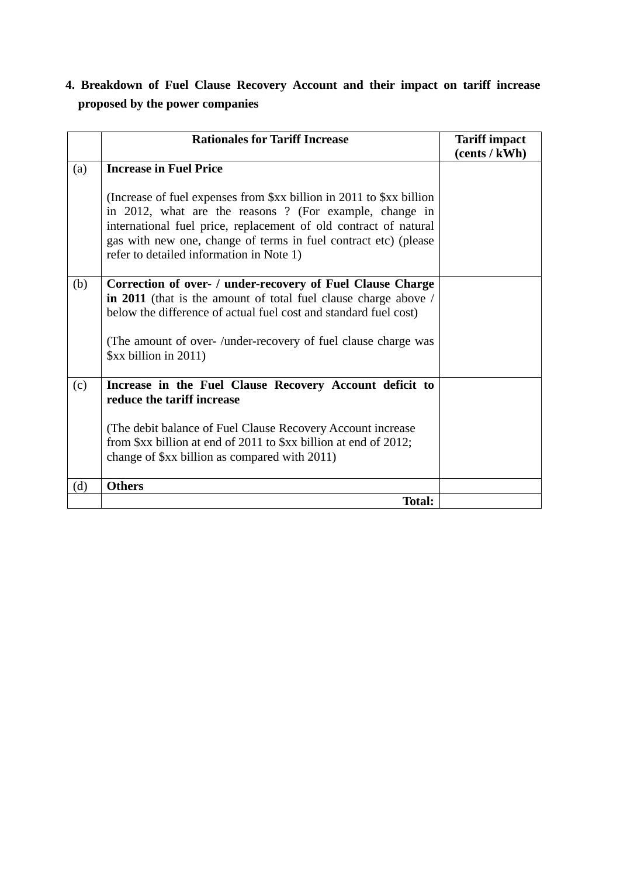**4. Breakdown of Fuel Clause Recovery Account and their impact on tariff increase proposed by the power companies**

| | Rationales for Tariff Increase | Tariff impact (cents / kWh) |
|---|---|---|
| (a) | **Increase in Fuel Price**<br><br>(Increase of fuel expenses from $xx billion in 2011 to $xx billion in 2012, what are the reasons ? (For example, change in international fuel price, replacement of old contract of natural gas with new one, change of terms in fuel contract etc) (please refer to detailed information in Note 1) | |
| (b) | **Correction of over- / under-recovery of Fuel Clause Charge in 2011** (that is the amount of total fuel clause charge above / below the difference of actual fuel cost and standard fuel cost)<br><br>(The amount of over- /under-recovery of fuel clause charge was $xx billion in 2011) | |
| (c) | **Increase in the Fuel Clause Recovery Account deficit to reduce the tariff increase**<br><br>(The debit balance of Fuel Clause Recovery Account increase from $xx billion at end of 2011 to $xx billion at end of 2012; change of $xx billion as compared with 2011) | |
| (d) | **Others** | |
| | **Total:** | |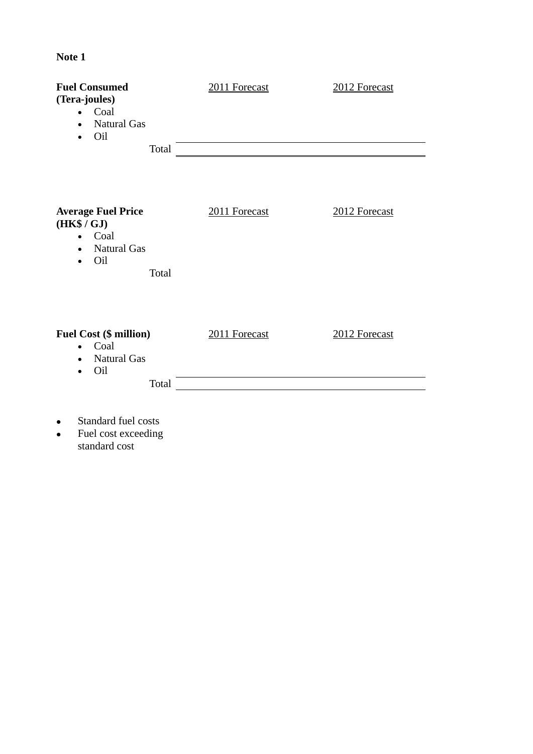**Note 1**

| **Fuel Consumed (Tera-joules)** | 2011 Forecast | 2012 Forecast |
|---|---|---|
| • Coal | | |
| • Natural Gas | | |
| • Oil | | |
| Total | | |

| **Average Fuel Price (HK$ / GJ)** | 2011 Forecast | 2012 Forecast |
|---|---|---|
| • Coal | | |
| • Natural Gas | | |
| • Oil | | |
| Total | | |

| **Fuel Cost ($ million)** | 2011 Forecast | 2012 Forecast |
|---|---|---|
| • Coal | | |
| • Natural Gas | | |
| • Oil | | |
| Total | | |

- Standard fuel costs
- Fuel cost exceeding standard cost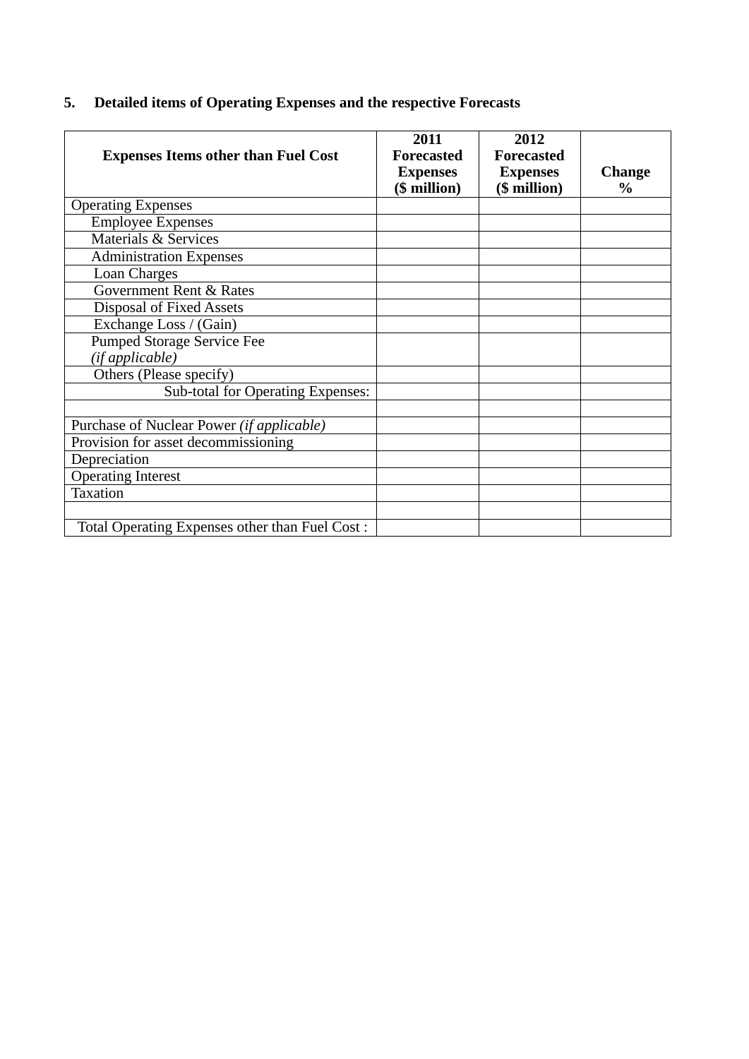### 5. Detailed items of Operating Expenses and the respective Forecasts

| Expenses Items other than Fuel Cost | 2011 Forecasted Expenses ($ million) | 2012 Forecasted Expenses ($ million) | Change % |
|---|---|---|---|
| Operating Expenses | | | |
| Employee Expenses | | | |
| Materials & Services | | | |
| Administration Expenses | | | |
| Loan Charges | | | |
| Government Rent & Rates | | | |
| Disposal of Fixed Assets | | | |
| Exchange Loss / (Gain) | | | |
| Pumped Storage Service Fee *(if applicable)* | | | |
| Others (Please specify) | | | |
| Sub-total for Operating Expenses: | | | |
| | | | |
| Purchase of Nuclear Power *(if applicable)* | | | |
| Provision for asset decommissioning | | | |
| Depreciation | | | |
| Operating Interest | | | |
| Taxation | | | |
| | | | |
| Total Operating Expenses other than Fuel Cost : | | | |